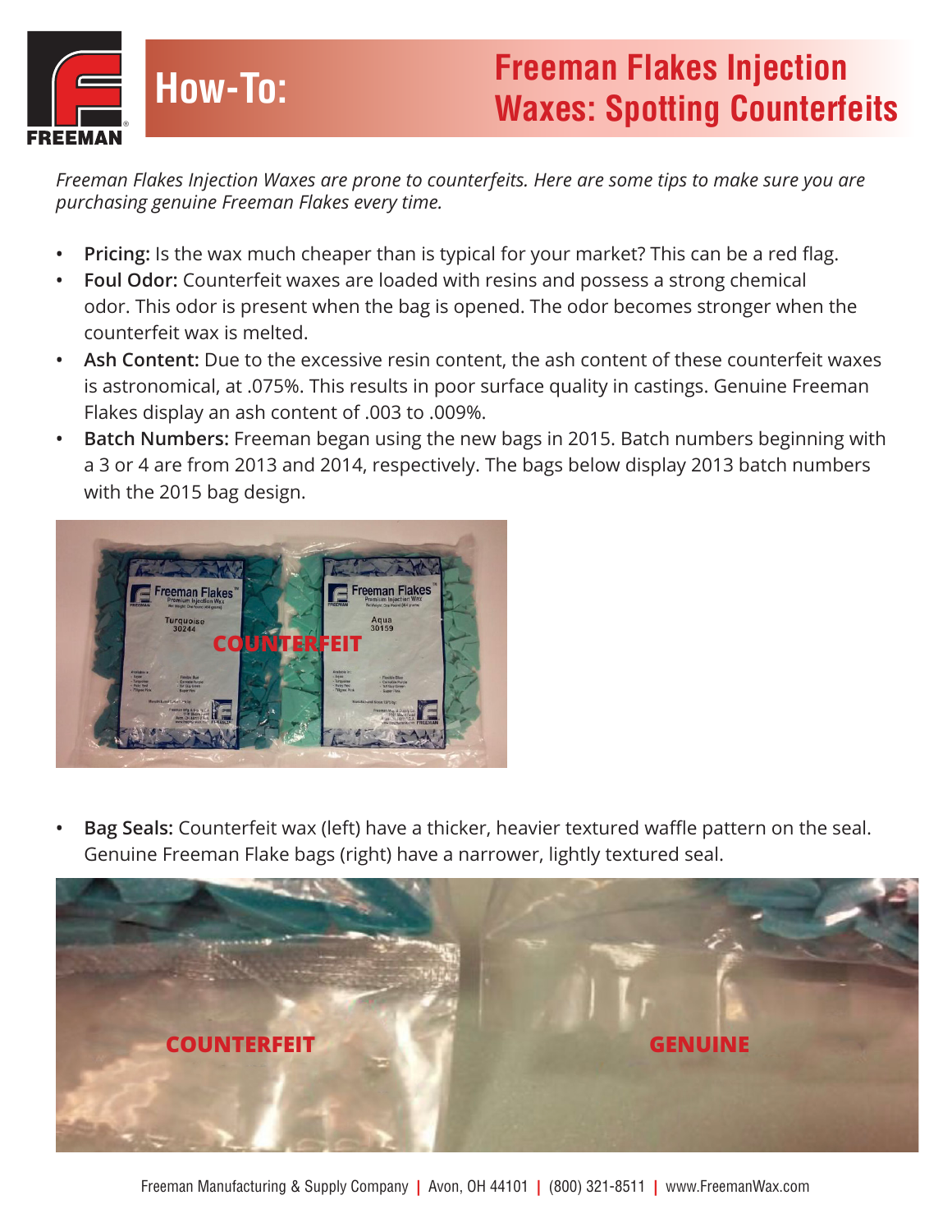# How-To: Freeman Flakes Injection Waxes: Spotting Counterfeits

*Freeman Flakes Injection Waxes are prone to counterfeits. Here are some tips to make sure you are purchasing genuine Freeman Flakes every time.*

- **Pricing:** Is the wax much cheaper than is typical for your market? This can be a red flag.
- **Foul Odor:** Counterfeit waxes are loaded with resins and possess a strong chemical odor. This odor is present when the bag is opened. The odor becomes stronger when the counterfeit wax is melted.
- **Ash Content:** Due to the excessive resin content, the ash content of these counterfeit waxes is astronomical, at .075%. This results in poor surface quality in castings. Genuine Freeman Flakes display an ash content of .003 to .009%.
- **Batch Numbers:** Freeman began using the new bags in 2015. Batch numbers beginning with a 3 or 4 are from 2013 and 2014, respectively. The bags below display 2013 batch numbers with the 2015 bag design.

COUNTERFEIT

- **Bag Seals:** Counterfeit wax (left) have a thicker, heavier textured waffle pattern on the seal. Genuine Freeman Flake bags (right) have a narrower, lightly textured seal.

COUNTERFEIT GENUINE

Freeman Manufacturing & Supply Company | Avon, OH 44101 | (800) 321-8511 | www.FreemanWax.com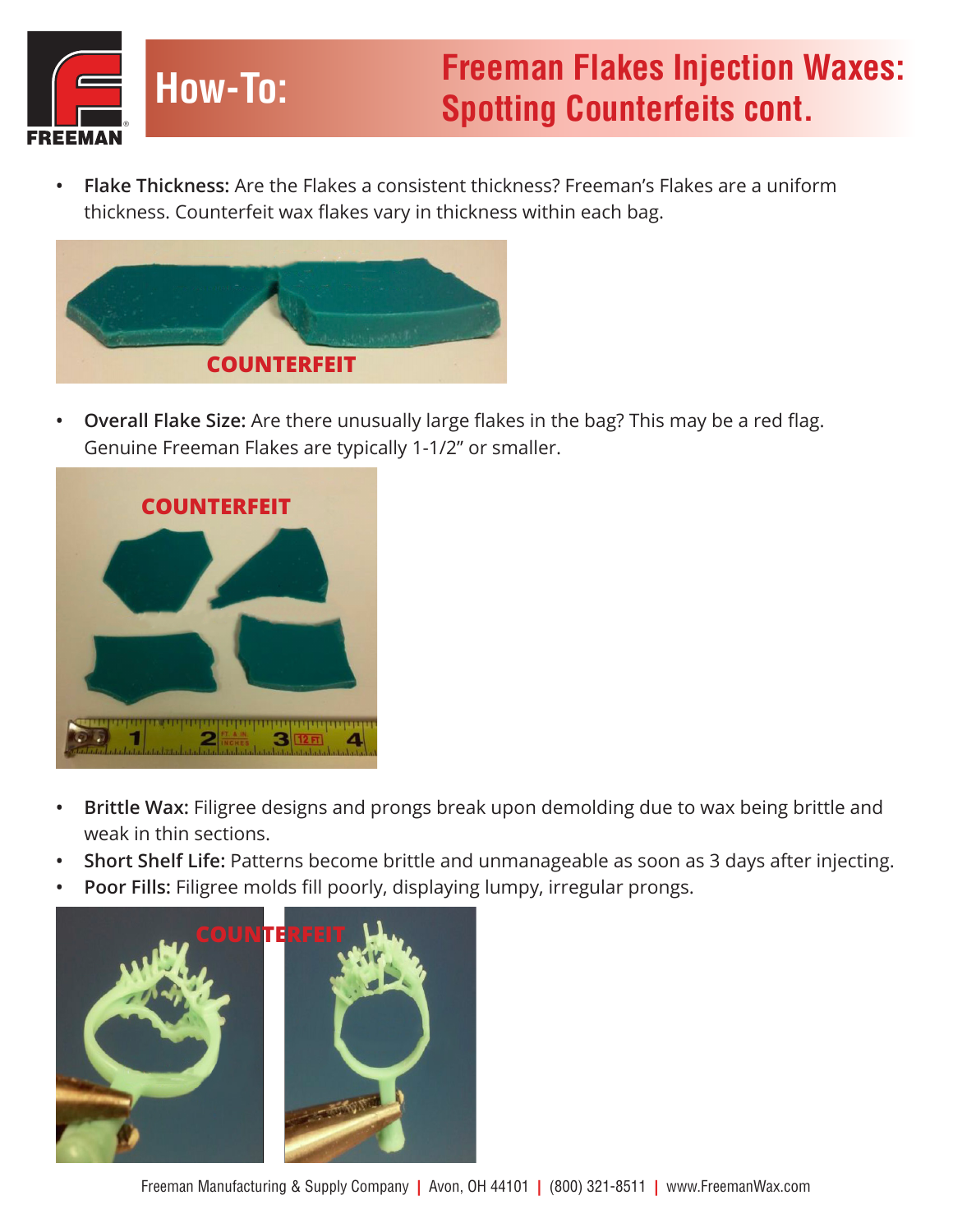# How-To: Freeman Flakes Injection Waxes: Spotting Counterfeits cont.

- **Flake Thickness:** Are the Flakes a consistent thickness? Freeman's Flakes are a uniform thickness. Counterfeit wax flakes vary in thickness within each bag.

COUNTERFEIT

- **Overall Flake Size:** Are there unusually large flakes in the bag? This may be a red flag. Genuine Freeman Flakes are typically 1-1/2" or smaller.

COUNTERFEIT

- **Brittle Wax:** Filigree designs and prongs break upon demolding due to wax being brittle and weak in thin sections.
- **Short Shelf Life:** Patterns become brittle and unmanageable as soon as 3 days after injecting.
- **Poor Fills:** Filigree molds fill poorly, displaying lumpy, irregular prongs.

COUNTERFEIT